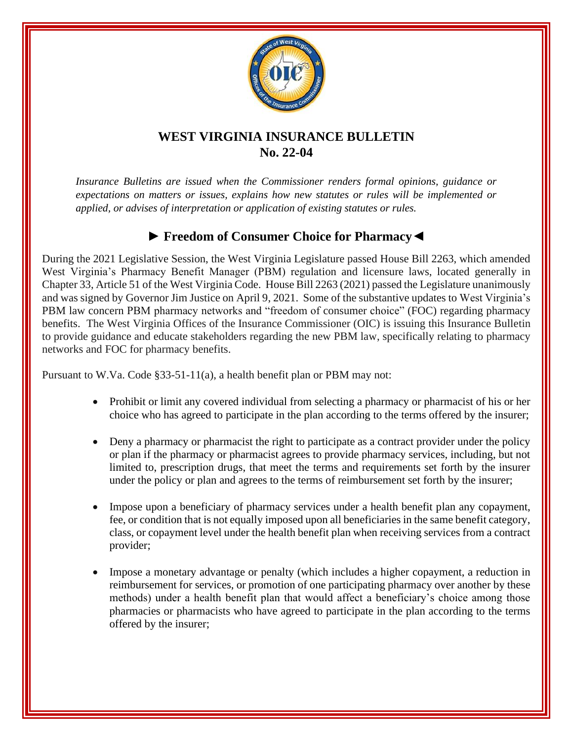# WEST VIRGINIA INSURANCE BULLETIN
# No. 22-04

*Insurance Bulletins are issued when the Commissioner renders formal opinions, guidance or expectations on matters or issues, explains how new statutes or rules will be implemented or applied, or advises of interpretation or application of existing statutes or rules.*

## ► Freedom of Consumer Choice for Pharmacy ◄

During the 2021 Legislative Session, the West Virginia Legislature passed House Bill 2263, which amended West Virginia's Pharmacy Benefit Manager (PBM) regulation and licensure laws, located generally in Chapter 33, Article 51 of the West Virginia Code. House Bill 2263 (2021) passed the Legislature unanimously and was signed by Governor Jim Justice on April 9, 2021. Some of the substantive updates to West Virginia's PBM law concern PBM pharmacy networks and "freedom of consumer choice" (FOC) regarding pharmacy benefits. The West Virginia Offices of the Insurance Commissioner (OIC) is issuing this Insurance Bulletin to provide guidance and educate stakeholders regarding the new PBM law, specifically relating to pharmacy networks and FOC for pharmacy benefits.

Pursuant to W.Va. Code §33-51-11(a), a health benefit plan or PBM may not:

- Prohibit or limit any covered individual from selecting a pharmacy or pharmacist of his or her choice who has agreed to participate in the plan according to the terms offered by the insurer;
- Deny a pharmacy or pharmacist the right to participate as a contract provider under the policy or plan if the pharmacy or pharmacist agrees to provide pharmacy services, including, but not limited to, prescription drugs, that meet the terms and requirements set forth by the insurer under the policy or plan and agrees to the terms of reimbursement set forth by the insurer;
- Impose upon a beneficiary of pharmacy services under a health benefit plan any copayment, fee, or condition that is not equally imposed upon all beneficiaries in the same benefit category, class, or copayment level under the health benefit plan when receiving services from a contract provider;
- Impose a monetary advantage or penalty (which includes a higher copayment, a reduction in reimbursement for services, or promotion of one participating pharmacy over another by these methods) under a health benefit plan that would affect a beneficiary's choice among those pharmacies or pharmacists who have agreed to participate in the plan according to the terms offered by the insurer;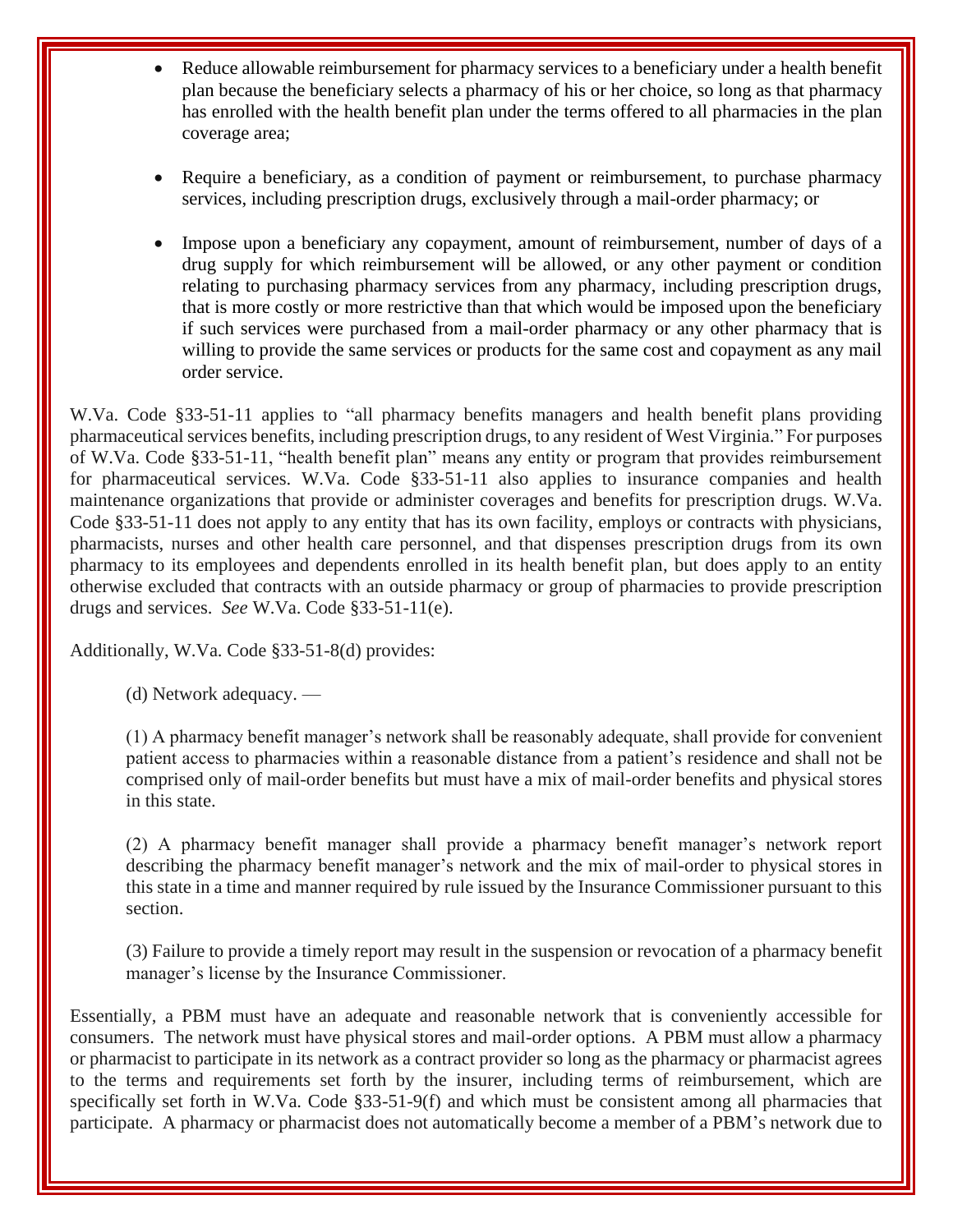- Reduce allowable reimbursement for pharmacy services to a beneficiary under a health benefit plan because the beneficiary selects a pharmacy of his or her choice, so long as that pharmacy has enrolled with the health benefit plan under the terms offered to all pharmacies in the plan coverage area;

- Require a beneficiary, as a condition of payment or reimbursement, to purchase pharmacy services, including prescription drugs, exclusively through a mail-order pharmacy; or

- Impose upon a beneficiary any copayment, amount of reimbursement, number of days of a drug supply for which reimbursement will be allowed, or any other payment or condition relating to purchasing pharmacy services from any pharmacy, including prescription drugs, that is more costly or more restrictive than that which would be imposed upon the beneficiary if such services were purchased from a mail-order pharmacy or any other pharmacy that is willing to provide the same services or products for the same cost and copayment as any mail order service.

W.Va. Code §33-51-11 applies to "all pharmacy benefits managers and health benefit plans providing pharmaceutical services benefits, including prescription drugs, to any resident of West Virginia." For purposes of W.Va. Code §33-51-11, "health benefit plan" means any entity or program that provides reimbursement for pharmaceutical services. W.Va. Code §33-51-11 also applies to insurance companies and health maintenance organizations that provide or administer coverages and benefits for prescription drugs. W.Va. Code §33-51-11 does not apply to any entity that has its own facility, employs or contracts with physicians, pharmacists, nurses and other health care personnel, and that dispenses prescription drugs from its own pharmacy to its employees and dependents enrolled in its health benefit plan, but does apply to an entity otherwise excluded that contracts with an outside pharmacy or group of pharmacies to provide prescription drugs and services. *See* W.Va. Code §33-51-11(e).

Additionally, W.Va. Code §33-51-8(d) provides:

> (d) Network adequacy. —
>
> (1) A pharmacy benefit manager's network shall be reasonably adequate, shall provide for convenient patient access to pharmacies within a reasonable distance from a patient's residence and shall not be comprised only of mail-order benefits but must have a mix of mail-order benefits and physical stores in this state.
>
> (2) A pharmacy benefit manager shall provide a pharmacy benefit manager's network report describing the pharmacy benefit manager's network and the mix of mail-order to physical stores in this state in a time and manner required by rule issued by the Insurance Commissioner pursuant to this section.
>
> (3) Failure to provide a timely report may result in the suspension or revocation of a pharmacy benefit manager's license by the Insurance Commissioner.

Essentially, a PBM must have an adequate and reasonable network that is conveniently accessible for consumers. The network must have physical stores and mail-order options. A PBM must allow a pharmacy or pharmacist to participate in its network as a contract provider so long as the pharmacy or pharmacist agrees to the terms and requirements set forth by the insurer, including terms of reimbursement, which are specifically set forth in W.Va. Code §33-51-9(f) and which must be consistent among all pharmacies that participate. A pharmacy or pharmacist does not automatically become a member of a PBM's network due to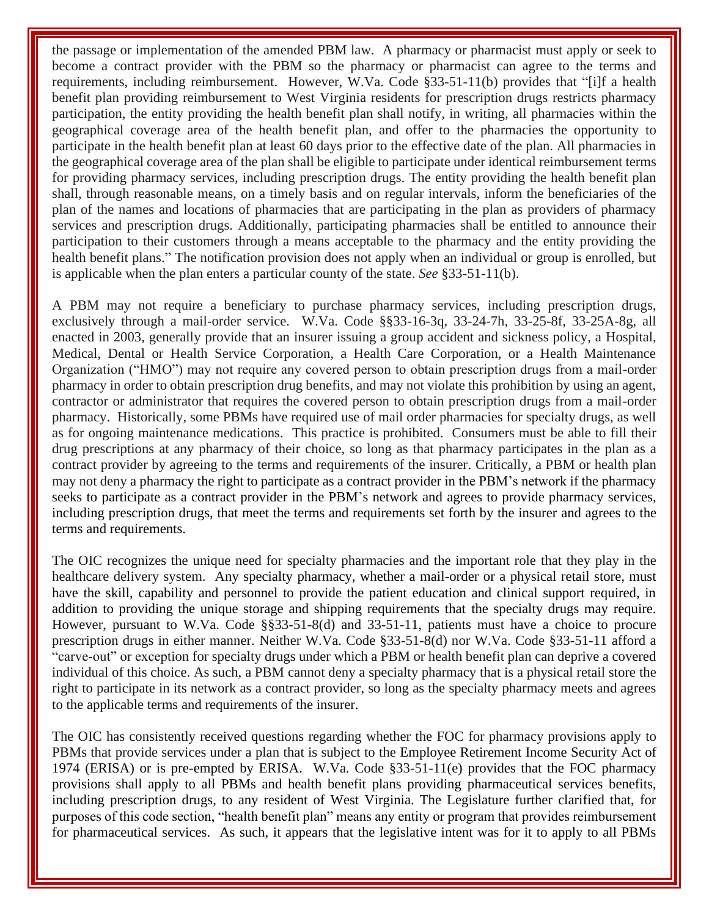the passage or implementation of the amended PBM law. A pharmacy or pharmacist must apply or seek to become a contract provider with the PBM so the pharmacy or pharmacist can agree to the terms and requirements, including reimbursement. However, W.Va. Code §33-51-11(b) provides that "[i]f a health benefit plan providing reimbursement to West Virginia residents for prescription drugs restricts pharmacy participation, the entity providing the health benefit plan shall notify, in writing, all pharmacies within the geographical coverage area of the health benefit plan, and offer to the pharmacies the opportunity to participate in the health benefit plan at least 60 days prior to the effective date of the plan. All pharmacies in the geographical coverage area of the plan shall be eligible to participate under identical reimbursement terms for providing pharmacy services, including prescription drugs. The entity providing the health benefit plan shall, through reasonable means, on a timely basis and on regular intervals, inform the beneficiaries of the plan of the names and locations of pharmacies that are participating in the plan as providers of pharmacy services and prescription drugs. Additionally, participating pharmacies shall be entitled to announce their participation to their customers through a means acceptable to the pharmacy and the entity providing the health benefit plans." The notification provision does not apply when an individual or group is enrolled, but is applicable when the plan enters a particular county of the state. *See* §33-51-11(b).

A PBM may not require a beneficiary to purchase pharmacy services, including prescription drugs, exclusively through a mail-order service. W.Va. Code §§33-16-3q, 33-24-7h, 33-25-8f, 33-25A-8g, all enacted in 2003, generally provide that an insurer issuing a group accident and sickness policy, a Hospital, Medical, Dental or Health Service Corporation, a Health Care Corporation, or a Health Maintenance Organization ("HMO") may not require any covered person to obtain prescription drugs from a mail-order pharmacy in order to obtain prescription drug benefits, and may not violate this prohibition by using an agent, contractor or administrator that requires the covered person to obtain prescription drugs from a mail-order pharmacy. Historically, some PBMs have required use of mail order pharmacies for specialty drugs, as well as for ongoing maintenance medications. This practice is prohibited. Consumers must be able to fill their drug prescriptions at any pharmacy of their choice, so long as that pharmacy participates in the plan as a contract provider by agreeing to the terms and requirements of the insurer. Critically, a PBM or health plan may not deny a pharmacy the right to participate as a contract provider in the PBM's network if the pharmacy seeks to participate as a contract provider in the PBM's network and agrees to provide pharmacy services, including prescription drugs, that meet the terms and requirements set forth by the insurer and agrees to the terms and requirements.

The OIC recognizes the unique need for specialty pharmacies and the important role that they play in the healthcare delivery system. Any specialty pharmacy, whether a mail-order or a physical retail store, must have the skill, capability and personnel to provide the patient education and clinical support required, in addition to providing the unique storage and shipping requirements that the specialty drugs may require. However, pursuant to W.Va. Code §§33-51-8(d) and 33-51-11, patients must have a choice to procure prescription drugs in either manner. Neither W.Va. Code §33-51-8(d) nor W.Va. Code §33-51-11 afford a "carve-out" or exception for specialty drugs under which a PBM or health benefit plan can deprive a covered individual of this choice. As such, a PBM cannot deny a specialty pharmacy that is a physical retail store the right to participate in its network as a contract provider, so long as the specialty pharmacy meets and agrees to the applicable terms and requirements of the insurer.

The OIC has consistently received questions regarding whether the FOC for pharmacy provisions apply to PBMs that provide services under a plan that is subject to the Employee Retirement Income Security Act of 1974 (ERISA) or is pre-empted by ERISA. W.Va. Code §33-51-11(e) provides that the FOC pharmacy provisions shall apply to all PBMs and health benefit plans providing pharmaceutical services benefits, including prescription drugs, to any resident of West Virginia. The Legislature further clarified that, for purposes of this code section, "health benefit plan" means any entity or program that provides reimbursement for pharmaceutical services. As such, it appears that the legislative intent was for it to apply to all PBMs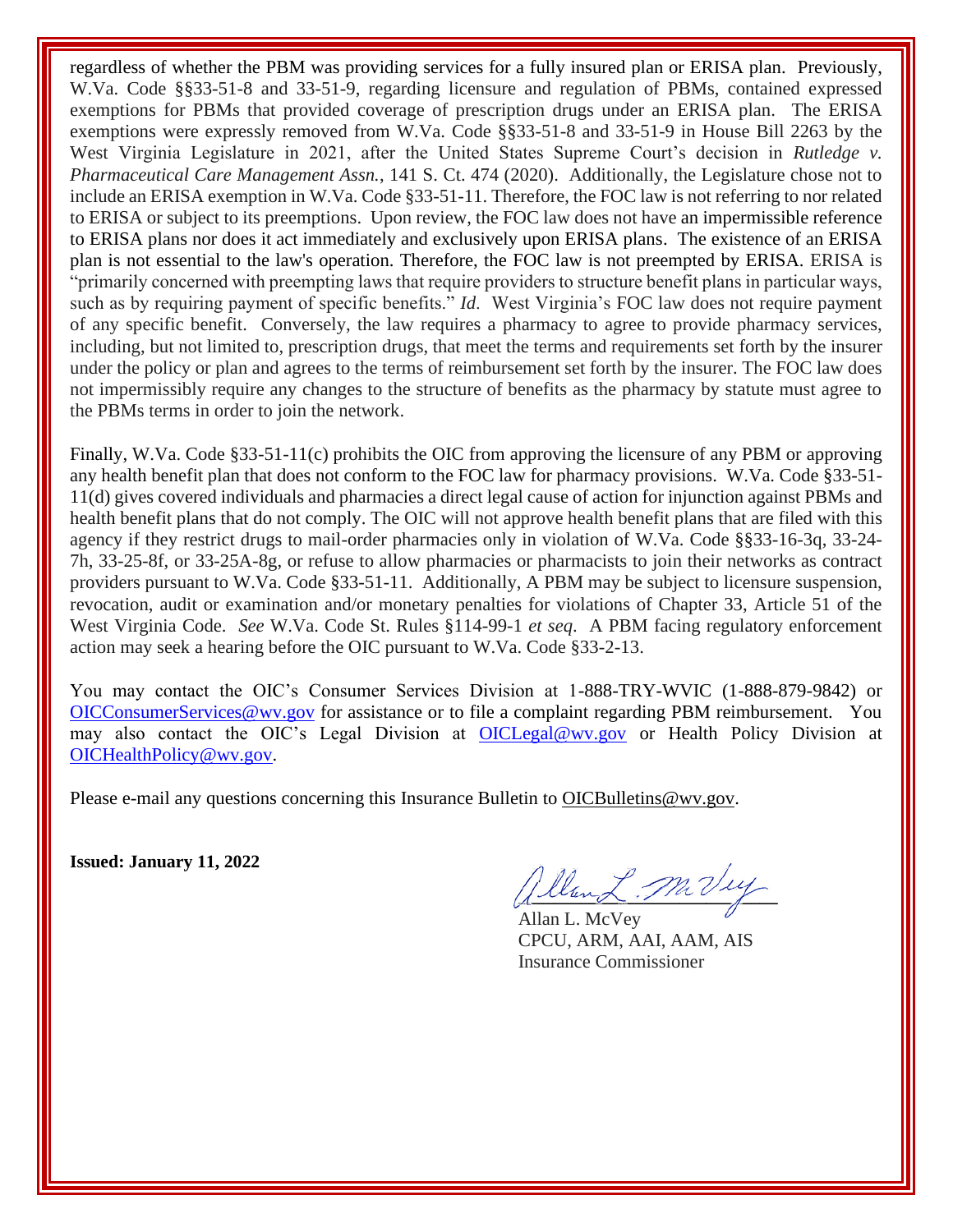regardless of whether the PBM was providing services for a fully insured plan or ERISA plan. Previously, W.Va. Code §§33-51-8 and 33-51-9, regarding licensure and regulation of PBMs, contained expressed exemptions for PBMs that provided coverage of prescription drugs under an ERISA plan. The ERISA exemptions were expressly removed from W.Va. Code §§33-51-8 and 33-51-9 in House Bill 2263 by the West Virginia Legislature in 2021, after the United States Supreme Court's decision in *Rutledge v. Pharmaceutical Care Management Assn.*, 141 S. Ct. 474 (2020). Additionally, the Legislature chose not to include an ERISA exemption in W.Va. Code §33-51-11. Therefore, the FOC law is not referring to nor related to ERISA or subject to its preemptions. Upon review, the FOC law does not have an impermissible reference to ERISA plans nor does it act immediately and exclusively upon ERISA plans. The existence of an ERISA plan is not essential to the law's operation. Therefore, the FOC law is not preempted by ERISA. ERISA is "primarily concerned with preempting laws that require providers to structure benefit plans in particular ways, such as by requiring payment of specific benefits." *Id*. West Virginia's FOC law does not require payment of any specific benefit. Conversely, the law requires a pharmacy to agree to provide pharmacy services, including, but not limited to, prescription drugs, that meet the terms and requirements set forth by the insurer under the policy or plan and agrees to the terms of reimbursement set forth by the insurer. The FOC law does not impermissibly require any changes to the structure of benefits as the pharmacy by statute must agree to the PBMs terms in order to join the network.

Finally, W.Va. Code §33-51-11(c) prohibits the OIC from approving the licensure of any PBM or approving any health benefit plan that does not conform to the FOC law for pharmacy provisions. W.Va. Code §33-51-11(d) gives covered individuals and pharmacies a direct legal cause of action for injunction against PBMs and health benefit plans that do not comply. The OIC will not approve health benefit plans that are filed with this agency if they restrict drugs to mail-order pharmacies only in violation of W.Va. Code §§33-16-3q, 33-24-7h, 33-25-8f, or 33-25A-8g, or refuse to allow pharmacies or pharmacists to join their networks as contract providers pursuant to W.Va. Code §33-51-11. Additionally, A PBM may be subject to licensure suspension, revocation, audit or examination and/or monetary penalties for violations of Chapter 33, Article 51 of the West Virginia Code. *See* W.Va. Code St. Rules §114-99-1 *et seq.* A PBM facing regulatory enforcement action may seek a hearing before the OIC pursuant to W.Va. Code §33-2-13.

You may contact the OIC's Consumer Services Division at 1-888-TRY-WVIC (1-888-879-9842) or OICConsumerServices@wv.gov for assistance or to file a complaint regarding PBM reimbursement. You may also contact the OIC's Legal Division at OICLegal@wv.gov or Health Policy Division at OICHealthPolicy@wv.gov.

Please e-mail any questions concerning this Insurance Bulletin to OICBulletins@wv.gov.

**Issued: January 11, 2022**

Allan L. McVey
CPCU, ARM, AAI, AAM, AIS
Insurance Commissioner